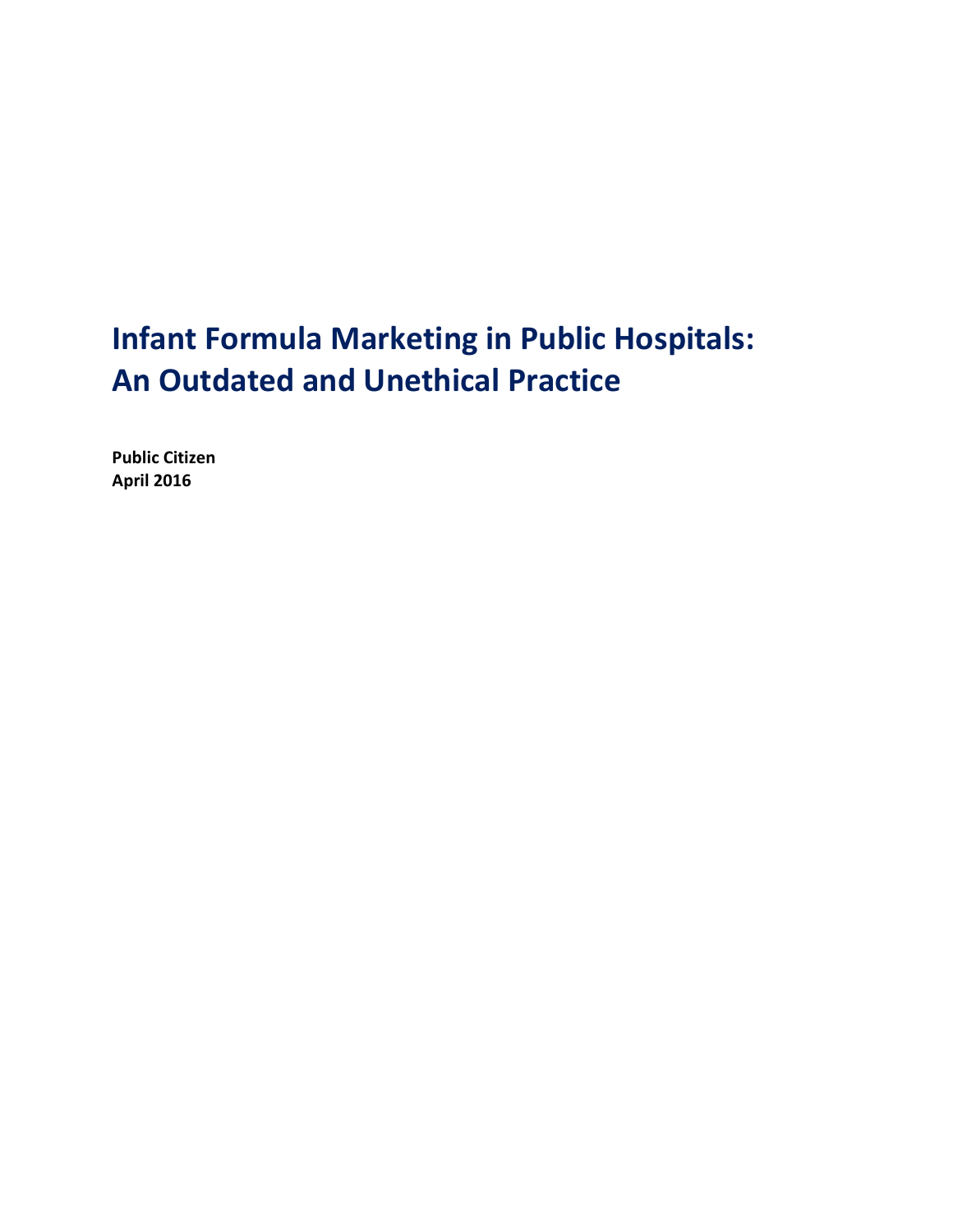# Infant Formula Marketing in Public Hospitals: An Outdated and Unethical Practice

**Public Citizen**
**April 2016**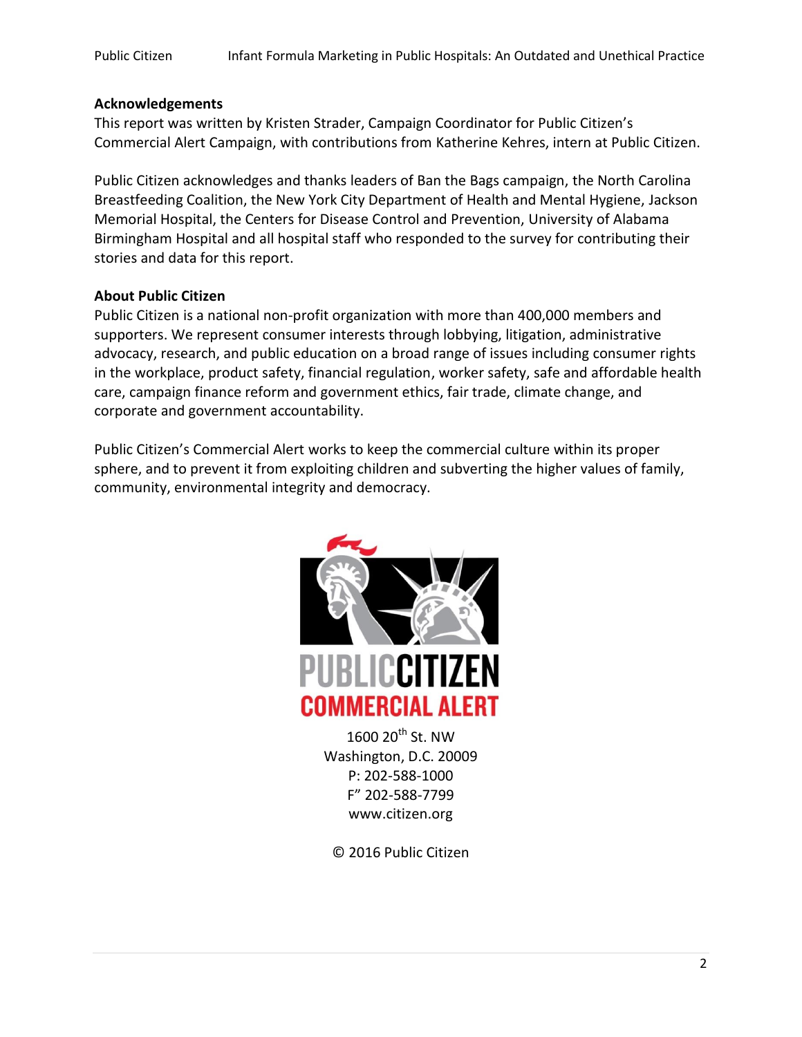**Acknowledgements**

This report was written by Kristen Strader, Campaign Coordinator for Public Citizen's Commercial Alert Campaign, with contributions from Katherine Kehres, intern at Public Citizen.

Public Citizen acknowledges and thanks leaders of Ban the Bags campaign, the North Carolina Breastfeeding Coalition, the New York City Department of Health and Mental Hygiene, Jackson Memorial Hospital, the Centers for Disease Control and Prevention, University of Alabama Birmingham Hospital and all hospital staff who responded to the survey for contributing their stories and data for this report.

**About Public Citizen**

Public Citizen is a national non-profit organization with more than 400,000 members and supporters. We represent consumer interests through lobbying, litigation, administrative advocacy, research, and public education on a broad range of issues including consumer rights in the workplace, product safety, financial regulation, worker safety, safe and affordable health care, campaign finance reform and government ethics, fair trade, climate change, and corporate and government accountability.

Public Citizen's Commercial Alert works to keep the commercial culture within its proper sphere, and to prevent it from exploiting children and subverting the higher values of family, community, environmental integrity and democracy.

PUBLIC CITIZEN
COMMERCIAL ALERT

1600 20th St. NW
Washington, D.C. 20009
P: 202-588-1000
F" 202-588-7799
www.citizen.org

© 2016 Public Citizen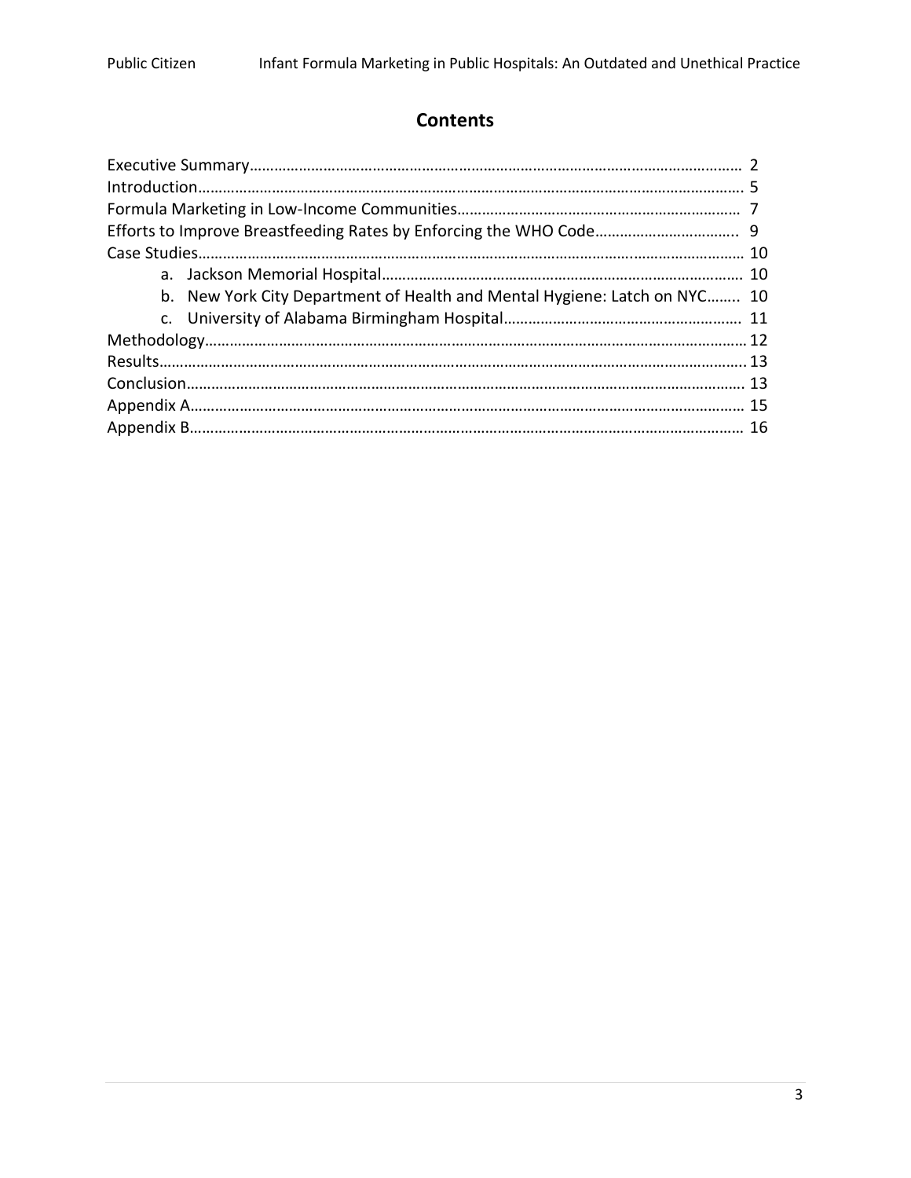## Contents

- Executive Summary ........ 2
- Introduction ........ 5
- Formula Marketing in Low-Income Communities ........ 7
- Efforts to Improve Breastfeeding Rates by Enforcing the WHO Code ........ 9
- Case Studies ........ 10
    - a. Jackson Memorial Hospital ........ 10
    - b. New York City Department of Health and Mental Hygiene: Latch on NYC ........ 10
    - c. University of Alabama Birmingham Hospital ........ 11
- Methodology ........ 12
- Results ........ 13
- Conclusion ........ 13
- Appendix A ........ 15
- Appendix B ........ 16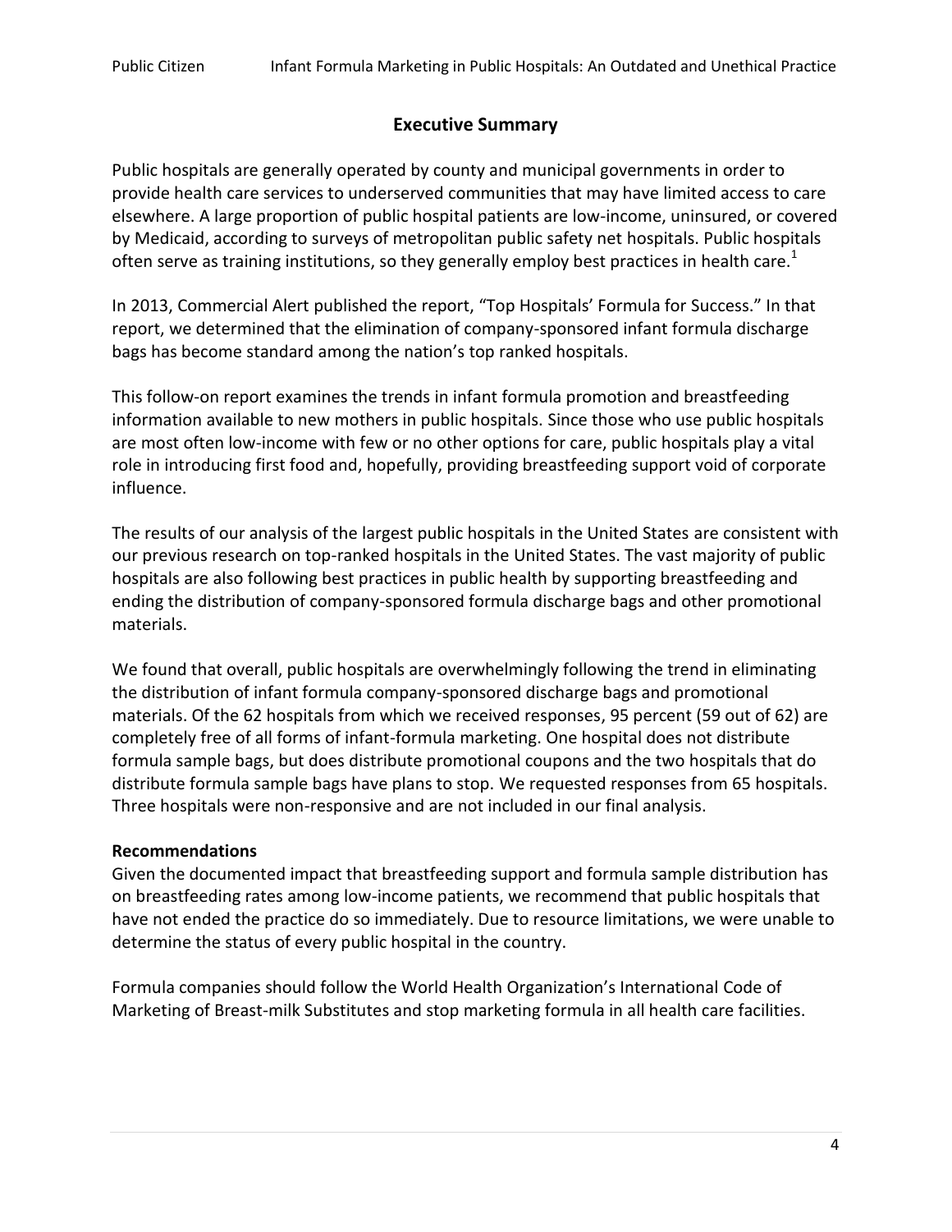## Executive Summary

Public hospitals are generally operated by county and municipal governments in order to provide health care services to underserved communities that may have limited access to care elsewhere. A large proportion of public hospital patients are low-income, uninsured, or covered by Medicaid, according to surveys of metropolitan public safety net hospitals. Public hospitals often serve as training institutions, so they generally employ best practices in health care.[1]

In 2013, Commercial Alert published the report, "Top Hospitals' Formula for Success." In that report, we determined that the elimination of company-sponsored infant formula discharge bags has become standard among the nation's top ranked hospitals.

This follow-on report examines the trends in infant formula promotion and breastfeeding information available to new mothers in public hospitals. Since those who use public hospitals are most often low-income with few or no other options for care, public hospitals play a vital role in introducing first food and, hopefully, providing breastfeeding support void of corporate influence.

The results of our analysis of the largest public hospitals in the United States are consistent with our previous research on top-ranked hospitals in the United States. The vast majority of public hospitals are also following best practices in public health by supporting breastfeeding and ending the distribution of company-sponsored formula discharge bags and other promotional materials.

We found that overall, public hospitals are overwhelmingly following the trend in eliminating the distribution of infant formula company-sponsored discharge bags and promotional materials. Of the 62 hospitals from which we received responses, 95 percent (59 out of 62) are completely free of all forms of infant-formula marketing. One hospital does not distribute formula sample bags, but does distribute promotional coupons and the two hospitals that do distribute formula sample bags have plans to stop. We requested responses from 65 hospitals. Three hospitals were non-responsive and are not included in our final analysis.

**Recommendations**

Given the documented impact that breastfeeding support and formula sample distribution has on breastfeeding rates among low-income patients, we recommend that public hospitals that have not ended the practice do so immediately. Due to resource limitations, we were unable to determine the status of every public hospital in the country.

Formula companies should follow the World Health Organization's International Code of Marketing of Breast-milk Substitutes and stop marketing formula in all health care facilities.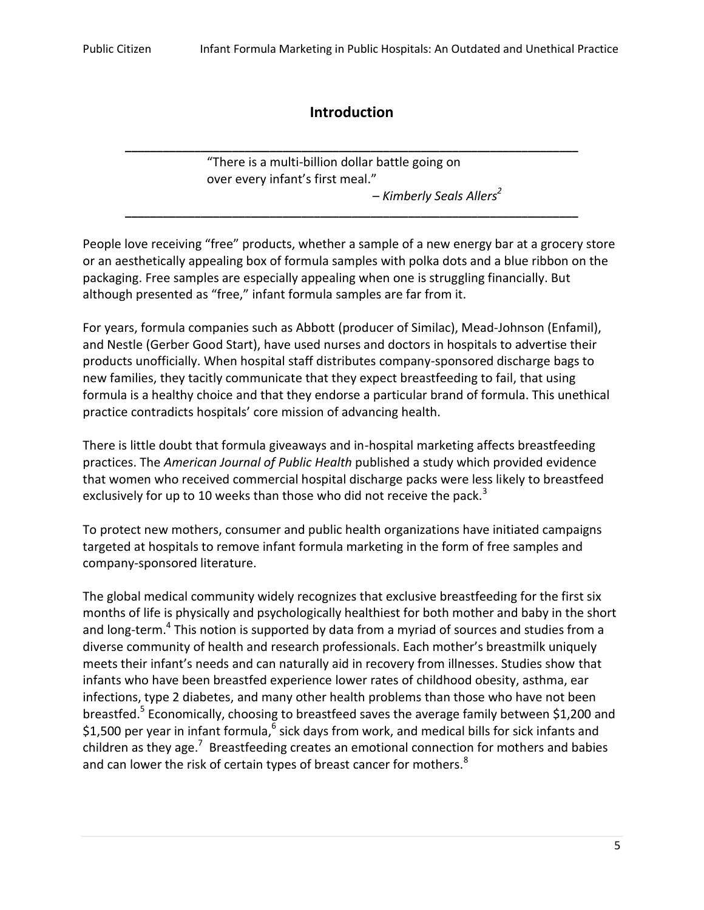## Introduction

---

"There is a multi-billion dollar battle going on over every infant's first meal."

– *Kimberly Seals Allers*[2]

---

People love receiving "free" products, whether a sample of a new energy bar at a grocery store or an aesthetically appealing box of formula samples with polka dots and a blue ribbon on the packaging. Free samples are especially appealing when one is struggling financially. But although presented as "free," infant formula samples are far from it.

For years, formula companies such as Abbott (producer of Similac), Mead-Johnson (Enfamil), and Nestle (Gerber Good Start), have used nurses and doctors in hospitals to advertise their products unofficially. When hospital staff distributes company-sponsored discharge bags to new families, they tacitly communicate that they expect breastfeeding to fail, that using formula is a healthy choice and that they endorse a particular brand of formula. This unethical practice contradicts hospitals' core mission of advancing health.

There is little doubt that formula giveaways and in-hospital marketing affects breastfeeding practices. The *American Journal of Public Health* published a study which provided evidence that women who received commercial hospital discharge packs were less likely to breastfeed exclusively for up to 10 weeks than those who did not receive the pack.[3]

To protect new mothers, consumer and public health organizations have initiated campaigns targeted at hospitals to remove infant formula marketing in the form of free samples and company-sponsored literature.

The global medical community widely recognizes that exclusive breastfeeding for the first six months of life is physically and psychologically healthiest for both mother and baby in the short and long-term.[4] This notion is supported by data from a myriad of sources and studies from a diverse community of health and research professionals. Each mother's breastmilk uniquely meets their infant's needs and can naturally aid in recovery from illnesses. Studies show that infants who have been breastfed experience lower rates of childhood obesity, asthma, ear infections, type 2 diabetes, and many other health problems than those who have not been breastfed.[5] Economically, choosing to breastfeed saves the average family between $1,200 and $1,500 per year in infant formula,[6] sick days from work, and medical bills for sick infants and children as they age.[7] Breastfeeding creates an emotional connection for mothers and babies and can lower the risk of certain types of breast cancer for mothers.[8]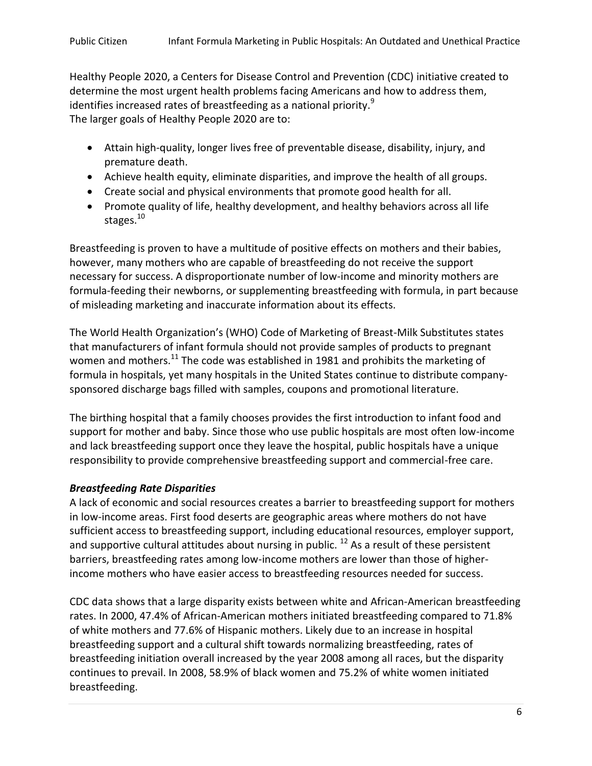Healthy People 2020, a Centers for Disease Control and Prevention (CDC) initiative created to determine the most urgent health problems facing Americans and how to address them, identifies increased rates of breastfeeding as a national priority.[9]
The larger goals of Healthy People 2020 are to:

- Attain high-quality, longer lives free of preventable disease, disability, injury, and premature death.
- Achieve health equity, eliminate disparities, and improve the health of all groups.
- Create social and physical environments that promote good health for all.
- Promote quality of life, healthy development, and healthy behaviors across all life stages.[10]

Breastfeeding is proven to have a multitude of positive effects on mothers and their babies, however, many mothers who are capable of breastfeeding do not receive the support necessary for success. A disproportionate number of low-income and minority mothers are formula-feeding their newborns, or supplementing breastfeeding with formula, in part because of misleading marketing and inaccurate information about its effects.

The World Health Organization's (WHO) Code of Marketing of Breast-Milk Substitutes states that manufacturers of infant formula should not provide samples of products to pregnant women and mothers.[11] The code was established in 1981 and prohibits the marketing of formula in hospitals, yet many hospitals in the United States continue to distribute company-sponsored discharge bags filled with samples, coupons and promotional literature.

The birthing hospital that a family chooses provides the first introduction to infant food and support for mother and baby. Since those who use public hospitals are most often low-income and lack breastfeeding support once they leave the hospital, public hospitals have a unique responsibility to provide comprehensive breastfeeding support and commercial-free care.

### *Breastfeeding Rate Disparities*

A lack of economic and social resources creates a barrier to breastfeeding support for mothers in low-income areas. First food deserts are geographic areas where mothers do not have sufficient access to breastfeeding support, including educational resources, employer support, and supportive cultural attitudes about nursing in public.[12] As a result of these persistent barriers, breastfeeding rates among low-income mothers are lower than those of higher-income mothers who have easier access to breastfeeding resources needed for success.

CDC data shows that a large disparity exists between white and African-American breastfeeding rates. In 2000, 47.4% of African-American mothers initiated breastfeeding compared to 71.8% of white mothers and 77.6% of Hispanic mothers. Likely due to an increase in hospital breastfeeding support and a cultural shift towards normalizing breastfeeding, rates of breastfeeding initiation overall increased by the year 2008 among all races, but the disparity continues to prevail. In 2008, 58.9% of black women and 75.2% of white women initiated breastfeeding.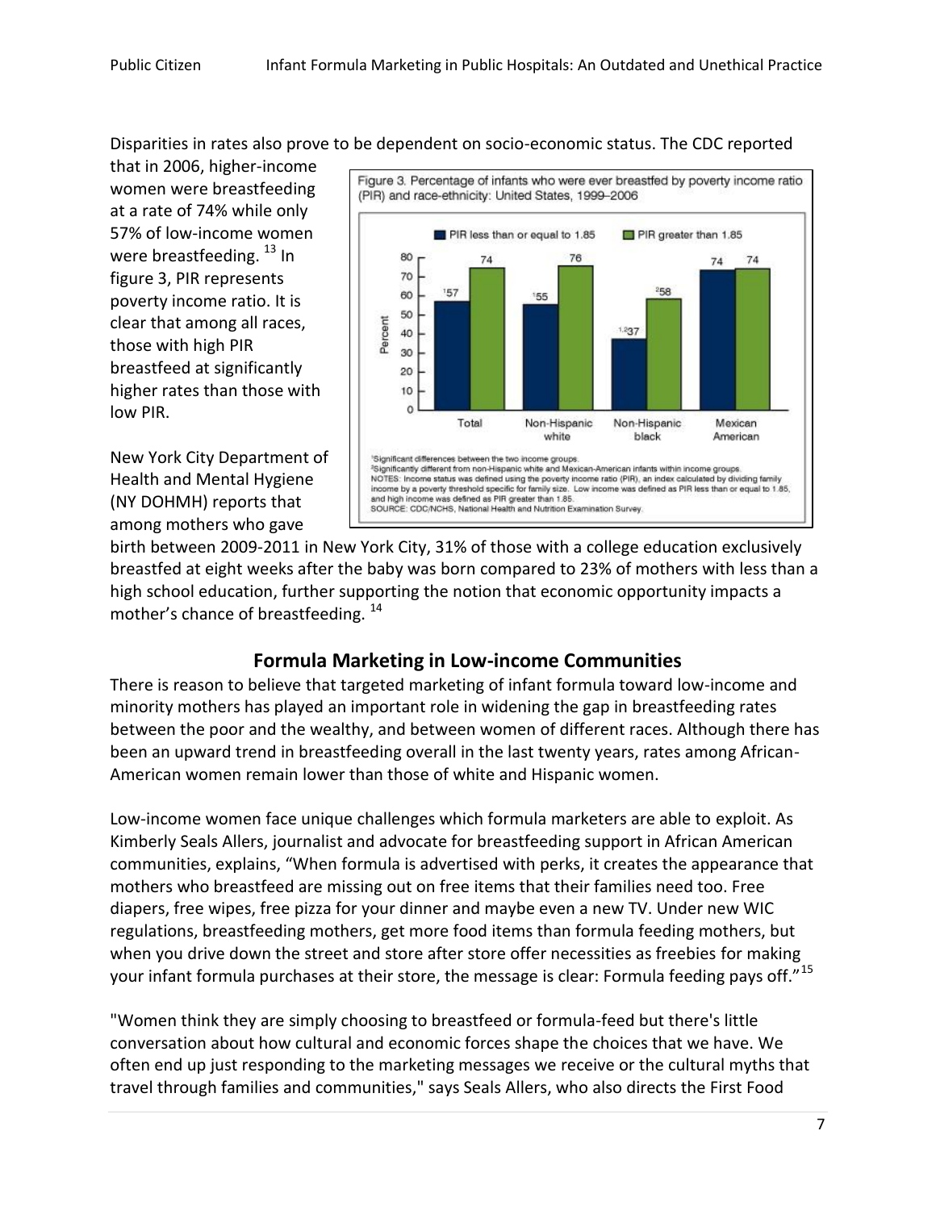Disparities in rates also prove to be dependent on socio-economic status. The CDC reported that in 2006, higher-income women were breastfeeding at a rate of 74% while only 57% of low-income women were breastfeeding.[13] In figure 3, PIR represents poverty income ratio. It is clear that among all races, those with high PIR breastfeed at significantly higher rates than those with low PIR.

Figure 3. Percentage of infants who were ever breastfed by poverty income ratio (PIR) and race-ethnicity: United States, 1999–2006

[1]Significant differences between the two income groups.
[2]Significantly different from non-Hispanic white and Mexican-American infants within income groups.
NOTES: Income status was defined using the poverty income ratio (PIR), an index calculated by dividing family income by a poverty threshold specific for family size. Low income was defined as PIR less than or equal to 1.85, and high income was defined as PIR greater than 1.85.
SOURCE: CDC/NCHS, National Health and Nutrition Examination Survey.

New York City Department of Health and Mental Hygiene (NY DOHMH) reports that among mothers who gave birth between 2009-2011 in New York City, 31% of those with a college education exclusively breastfed at eight weeks after the baby was born compared to 23% of mothers with less than a high school education, further supporting the notion that economic opportunity impacts a mother's chance of breastfeeding.[14]

## Formula Marketing in Low-income Communities

There is reason to believe that targeted marketing of infant formula toward low-income and minority mothers has played an important role in widening the gap in breastfeeding rates between the poor and the wealthy, and between women of different races. Although there has been an upward trend in breastfeeding overall in the last twenty years, rates among African-American women remain lower than those of white and Hispanic women.

Low-income women face unique challenges which formula marketers are able to exploit. As Kimberly Seals Allers, journalist and advocate for breastfeeding support in African American communities, explains, "When formula is advertised with perks, it creates the appearance that mothers who breastfeed are missing out on free items that their families need too. Free diapers, free wipes, free pizza for your dinner and maybe even a new TV. Under new WIC regulations, breastfeeding mothers, get more food items than formula feeding mothers, but when you drive down the street and store after store offer necessities as freebies for making your infant formula purchases at their store, the message is clear: Formula feeding pays off."[15]

"Women think they are simply choosing to breastfeed or formula-feed but there's little conversation about how cultural and economic forces shape the choices that we have. We often end up just responding to the marketing messages we receive or the cultural myths that travel through families and communities," says Seals Allers, who also directs the First Food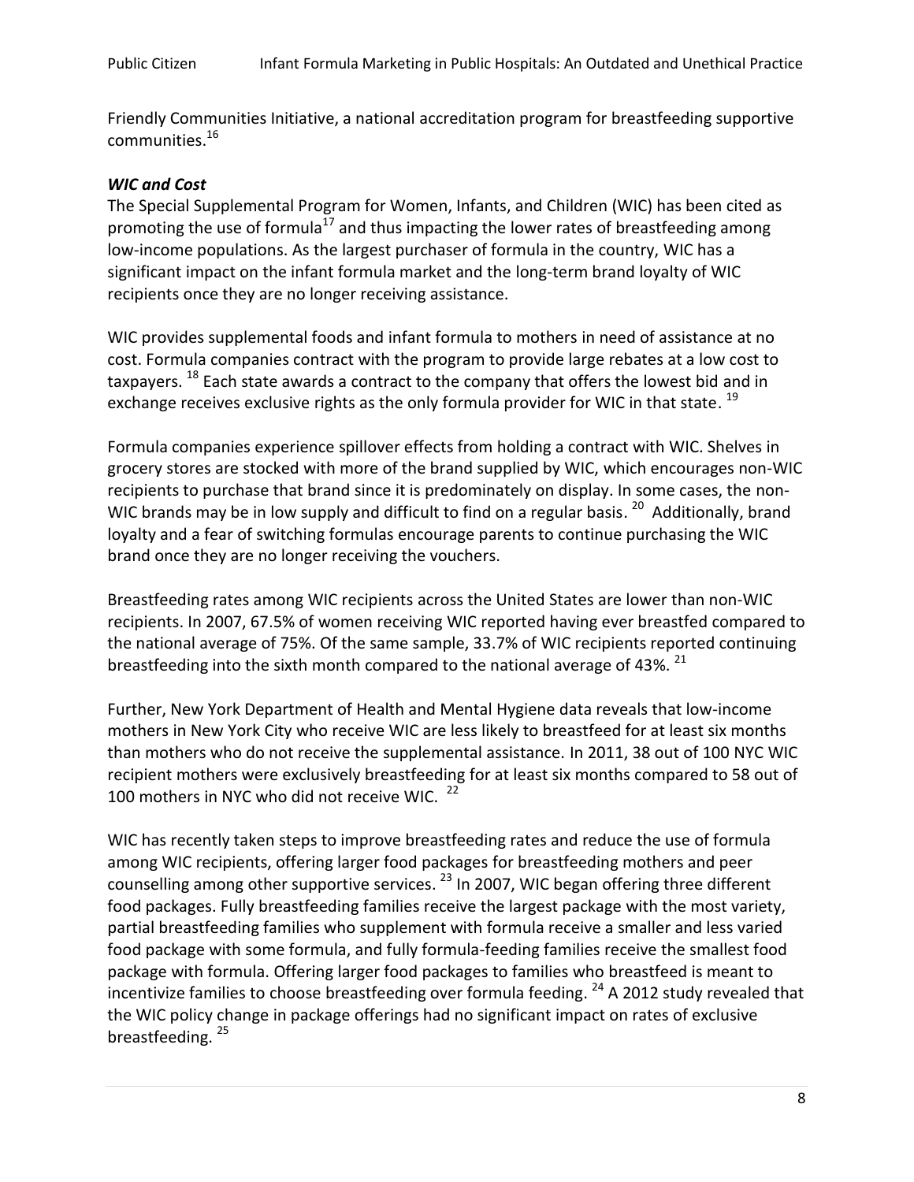Friendly Communities Initiative, a national accreditation program for breastfeeding supportive communities.[16]

### *WIC and Cost*

The Special Supplemental Program for Women, Infants, and Children (WIC) has been cited as promoting the use of formula[17] and thus impacting the lower rates of breastfeeding among low-income populations. As the largest purchaser of formula in the country, WIC has a significant impact on the infant formula market and the long-term brand loyalty of WIC recipients once they are no longer receiving assistance.

WIC provides supplemental foods and infant formula to mothers in need of assistance at no cost. Formula companies contract with the program to provide large rebates at a low cost to taxpayers. [18] Each state awards a contract to the company that offers the lowest bid and in exchange receives exclusive rights as the only formula provider for WIC in that state. [19]

Formula companies experience spillover effects from holding a contract with WIC. Shelves in grocery stores are stocked with more of the brand supplied by WIC, which encourages non-WIC recipients to purchase that brand since it is predominately on display. In some cases, the non-WIC brands may be in low supply and difficult to find on a regular basis. [20] Additionally, brand loyalty and a fear of switching formulas encourage parents to continue purchasing the WIC brand once they are no longer receiving the vouchers.

Breastfeeding rates among WIC recipients across the United States are lower than non-WIC recipients. In 2007, 67.5% of women receiving WIC reported having ever breastfed compared to the national average of 75%. Of the same sample, 33.7% of WIC recipients reported continuing breastfeeding into the sixth month compared to the national average of 43%. [21]

Further, New York Department of Health and Mental Hygiene data reveals that low-income mothers in New York City who receive WIC are less likely to breastfeed for at least six months than mothers who do not receive the supplemental assistance. In 2011, 38 out of 100 NYC WIC recipient mothers were exclusively breastfeeding for at least six months compared to 58 out of 100 mothers in NYC who did not receive WIC. [22]

WIC has recently taken steps to improve breastfeeding rates and reduce the use of formula among WIC recipients, offering larger food packages for breastfeeding mothers and peer counselling among other supportive services. [23] In 2007, WIC began offering three different food packages. Fully breastfeeding families receive the largest package with the most variety, partial breastfeeding families who supplement with formula receive a smaller and less varied food package with some formula, and fully formula-feeding families receive the smallest food package with formula. Offering larger food packages to families who breastfeed is meant to incentivize families to choose breastfeeding over formula feeding. [24] A 2012 study revealed that the WIC policy change in package offerings had no significant impact on rates of exclusive breastfeeding. [25]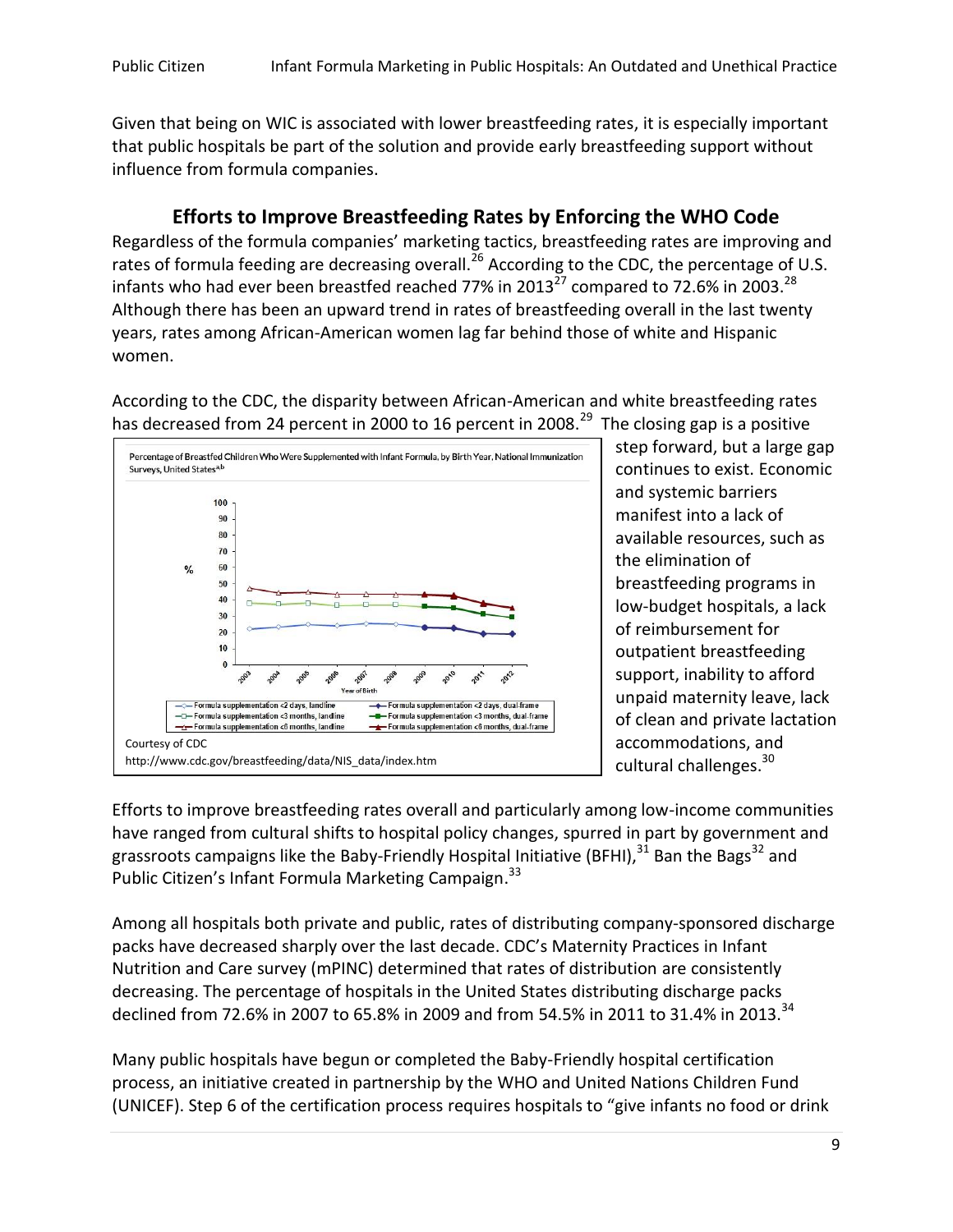Given that being on WIC is associated with lower breastfeeding rates, it is especially important that public hospitals be part of the solution and provide early breastfeeding support without influence from formula companies.

## Efforts to Improve Breastfeeding Rates by Enforcing the WHO Code

Regardless of the formula companies' marketing tactics, breastfeeding rates are improving and rates of formula feeding are decreasing overall.[26] According to the CDC, the percentage of U.S. infants who had ever been breastfed reached 77% in 2013[27] compared to 72.6% in 2003.[28] Although there has been an upward trend in rates of breastfeeding overall in the last twenty years, rates among African-American women lag far behind those of white and Hispanic women.

According to the CDC, the disparity between African-American and white breastfeeding rates has decreased from 24 percent in 2000 to 16 percent in 2008.[29] The closing gap is a positive step forward, but a large gap continues to exist. Economic and systemic barriers manifest into a lack of available resources, such as the elimination of breastfeeding programs in low-budget hospitals, a lack of reimbursement for outpatient breastfeeding support, inability to afford unpaid maternity leave, lack of clean and private lactation accommodations, and cultural challenges.[30]

Percentage of Breastfed Children Who Were Supplemented with Infant Formula, by Birth Year, National Immunization Surveys, United States[a,b]

Courtesy of CDC
http://www.cdc.gov/breastfeeding/data/NIS_data/index.htm

Efforts to improve breastfeeding rates overall and particularly among low-income communities have ranged from cultural shifts to hospital policy changes, spurred in part by government and grassroots campaigns like the Baby-Friendly Hospital Initiative (BFHI),[31] Ban the Bags[32] and Public Citizen's Infant Formula Marketing Campaign.[33]

Among all hospitals both private and public, rates of distributing company-sponsored discharge packs have decreased sharply over the last decade. CDC's Maternity Practices in Infant Nutrition and Care survey (mPINC) determined that rates of distribution are consistently decreasing. The percentage of hospitals in the United States distributing discharge packs declined from 72.6% in 2007 to 65.8% in 2009 and from 54.5% in 2011 to 31.4% in 2013.[34]

Many public hospitals have begun or completed the Baby-Friendly hospital certification process, an initiative created in partnership by the WHO and United Nations Children Fund (UNICEF). Step 6 of the certification process requires hospitals to "give infants no food or drink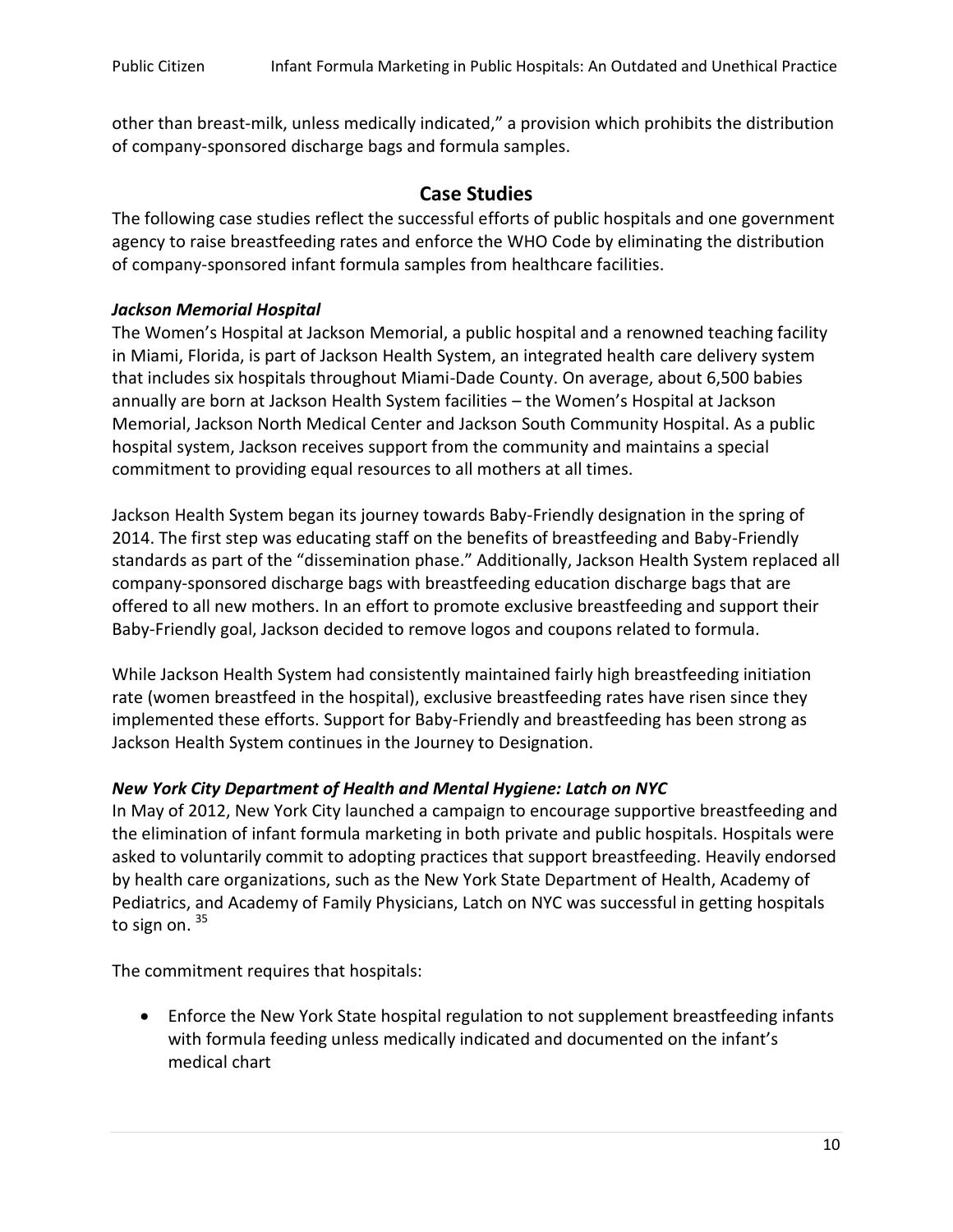other than breast-milk, unless medically indicated," a provision which prohibits the distribution of company-sponsored discharge bags and formula samples.

## Case Studies

The following case studies reflect the successful efforts of public hospitals and one government agency to raise breastfeeding rates and enforce the WHO Code by eliminating the distribution of company-sponsored infant formula samples from healthcare facilities.

### *Jackson Memorial Hospital*

The Women's Hospital at Jackson Memorial, a public hospital and a renowned teaching facility in Miami, Florida, is part of Jackson Health System, an integrated health care delivery system that includes six hospitals throughout Miami-Dade County. On average, about 6,500 babies annually are born at Jackson Health System facilities – the Women's Hospital at Jackson Memorial, Jackson North Medical Center and Jackson South Community Hospital. As a public hospital system, Jackson receives support from the community and maintains a special commitment to providing equal resources to all mothers at all times.

Jackson Health System began its journey towards Baby-Friendly designation in the spring of 2014. The first step was educating staff on the benefits of breastfeeding and Baby-Friendly standards as part of the "dissemination phase." Additionally, Jackson Health System replaced all company-sponsored discharge bags with breastfeeding education discharge bags that are offered to all new mothers. In an effort to promote exclusive breastfeeding and support their Baby-Friendly goal, Jackson decided to remove logos and coupons related to formula.

While Jackson Health System had consistently maintained fairly high breastfeeding initiation rate (women breastfeed in the hospital), exclusive breastfeeding rates have risen since they implemented these efforts. Support for Baby-Friendly and breastfeeding has been strong as Jackson Health System continues in the Journey to Designation.

### *New York City Department of Health and Mental Hygiene: Latch on NYC*

In May of 2012, New York City launched a campaign to encourage supportive breastfeeding and the elimination of infant formula marketing in both private and public hospitals. Hospitals were asked to voluntarily commit to adopting practices that support breastfeeding. Heavily endorsed by health care organizations, such as the New York State Department of Health, Academy of Pediatrics, and Academy of Family Physicians, Latch on NYC was successful in getting hospitals to sign on. [35]

The commitment requires that hospitals:

- Enforce the New York State hospital regulation to not supplement breastfeeding infants with formula feeding unless medically indicated and documented on the infant's medical chart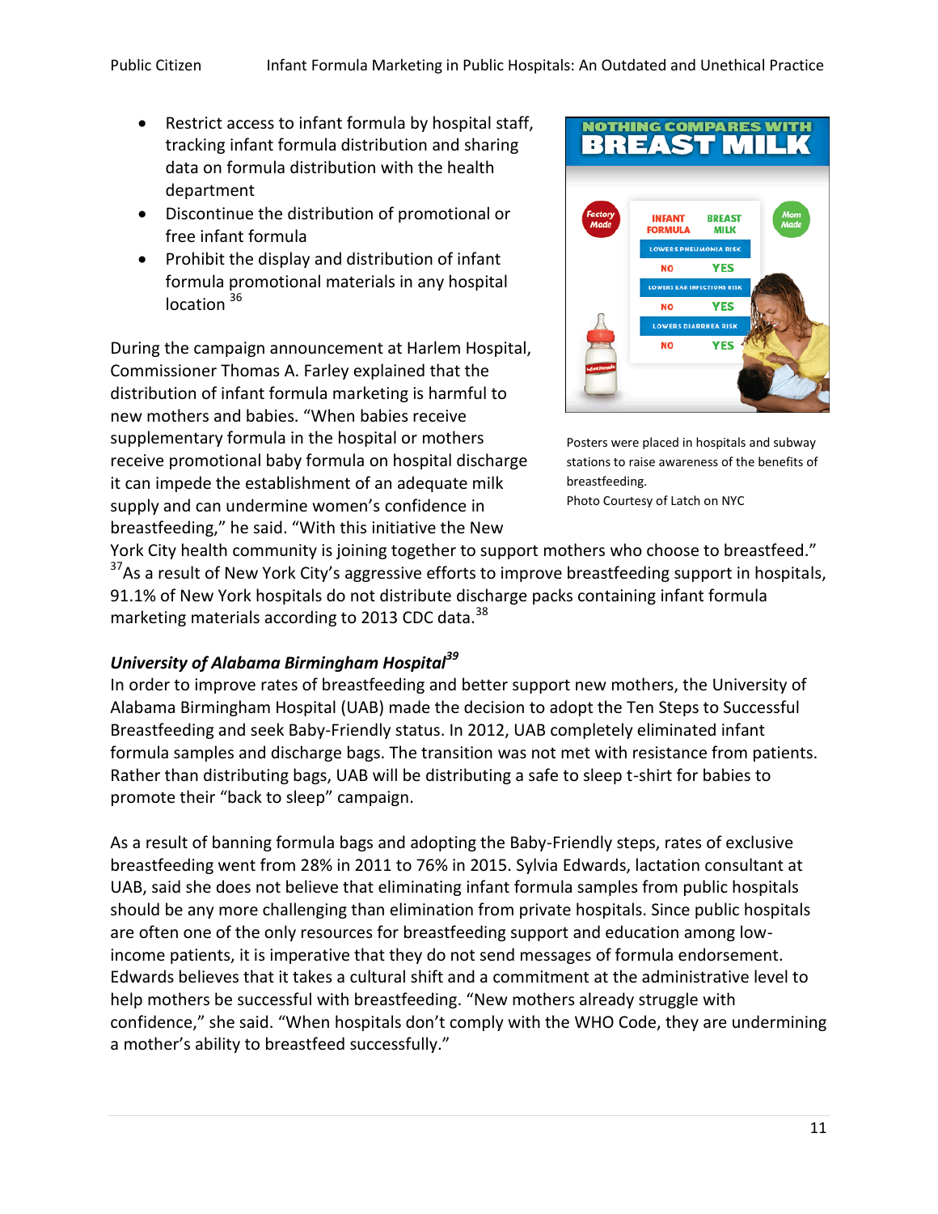- Restrict access to infant formula by hospital staff, tracking infant formula distribution and sharing data on formula distribution with the health department
- Discontinue the distribution of promotional or free infant formula
- Prohibit the display and distribution of infant formula promotional materials in any hospital location [36]

Posters were placed in hospitals and subway stations to raise awareness of the benefits of breastfeeding.
Photo Courtesy of Latch on NYC

During the campaign announcement at Harlem Hospital, Commissioner Thomas A. Farley explained that the distribution of infant formula marketing is harmful to new mothers and babies. "When babies receive supplementary formula in the hospital or mothers receive promotional baby formula on hospital discharge it can impede the establishment of an adequate milk supply and can undermine women's confidence in breastfeeding," he said. "With this initiative the New York City health community is joining together to support mothers who choose to breastfeed." [37]As a result of New York City's aggressive efforts to improve breastfeeding support in hospitals, 91.1% of New York hospitals do not distribute discharge packs containing infant formula marketing materials according to 2013 CDC data.[38]

### *University of Alabama Birmingham Hospital*[39]

In order to improve rates of breastfeeding and better support new mothers, the University of Alabama Birmingham Hospital (UAB) made the decision to adopt the Ten Steps to Successful Breastfeeding and seek Baby-Friendly status. In 2012, UAB completely eliminated infant formula samples and discharge bags. The transition was not met with resistance from patients. Rather than distributing bags, UAB will be distributing a safe to sleep t-shirt for babies to promote their "back to sleep" campaign.

As a result of banning formula bags and adopting the Baby-Friendly steps, rates of exclusive breastfeeding went from 28% in 2011 to 76% in 2015. Sylvia Edwards, lactation consultant at UAB, said she does not believe that eliminating infant formula samples from public hospitals should be any more challenging than elimination from private hospitals. Since public hospitals are often one of the only resources for breastfeeding support and education among low-income patients, it is imperative that they do not send messages of formula endorsement. Edwards believes that it takes a cultural shift and a commitment at the administrative level to help mothers be successful with breastfeeding. "New mothers already struggle with confidence," she said. "When hospitals don't comply with the WHO Code, they are undermining a mother's ability to breastfeed successfully."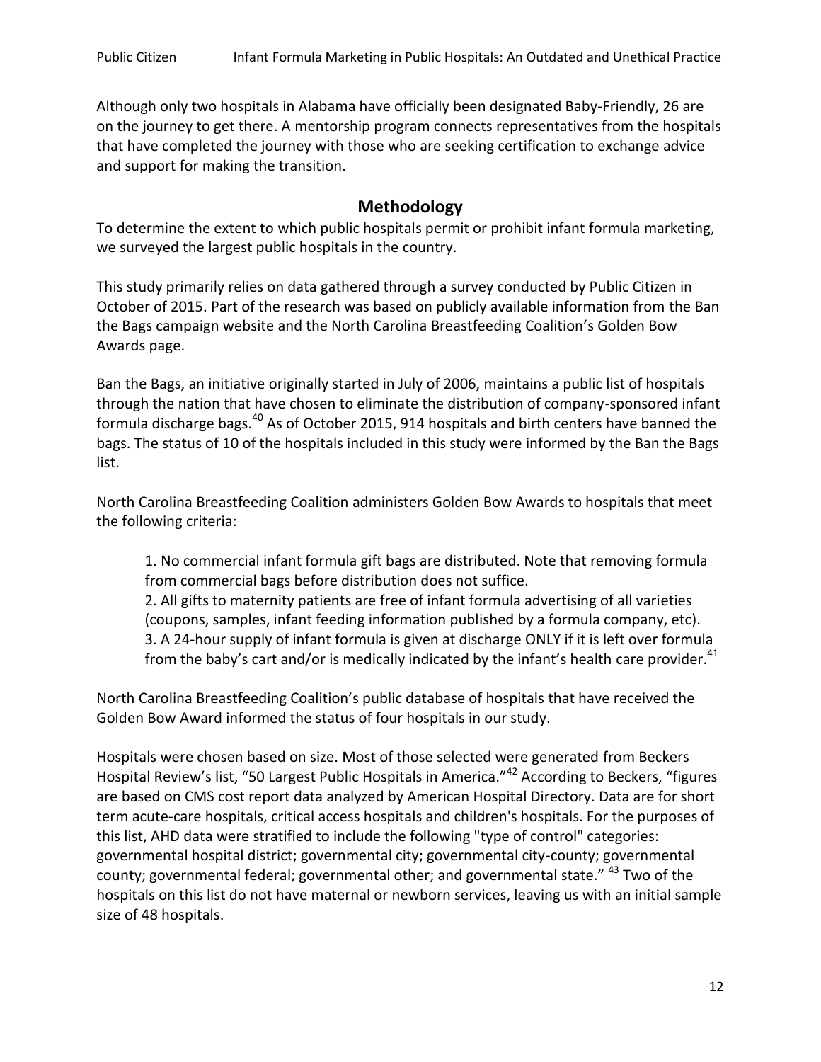Although only two hospitals in Alabama have officially been designated Baby-Friendly, 26 are on the journey to get there. A mentorship program connects representatives from the hospitals that have completed the journey with those who are seeking certification to exchange advice and support for making the transition.

## Methodology

To determine the extent to which public hospitals permit or prohibit infant formula marketing, we surveyed the largest public hospitals in the country.

This study primarily relies on data gathered through a survey conducted by Public Citizen in October of 2015. Part of the research was based on publicly available information from the Ban the Bags campaign website and the North Carolina Breastfeeding Coalition's Golden Bow Awards page.

Ban the Bags, an initiative originally started in July of 2006, maintains a public list of hospitals through the nation that have chosen to eliminate the distribution of company-sponsored infant formula discharge bags.[40] As of October 2015, 914 hospitals and birth centers have banned the bags. The status of 10 of the hospitals included in this study were informed by the Ban the Bags list.

North Carolina Breastfeeding Coalition administers Golden Bow Awards to hospitals that meet the following criteria:

> 1. No commercial infant formula gift bags are distributed. Note that removing formula from commercial bags before distribution does not suffice.
> 2. All gifts to maternity patients are free of infant formula advertising of all varieties (coupons, samples, infant feeding information published by a formula company, etc).
> 3. A 24-hour supply of infant formula is given at discharge ONLY if it is left over formula from the baby's cart and/or is medically indicated by the infant's health care provider.[41]

North Carolina Breastfeeding Coalition's public database of hospitals that have received the Golden Bow Award informed the status of four hospitals in our study.

Hospitals were chosen based on size. Most of those selected were generated from Beckers Hospital Review's list, "50 Largest Public Hospitals in America."[42] According to Beckers, "figures are based on CMS cost report data analyzed by American Hospital Directory. Data are for short term acute-care hospitals, critical access hospitals and children's hospitals. For the purposes of this list, AHD data were stratified to include the following "type of control" categories: governmental hospital district; governmental city; governmental city-county; governmental county; governmental federal; governmental other; and governmental state." [43] Two of the hospitals on this list do not have maternal or newborn services, leaving us with an initial sample size of 48 hospitals.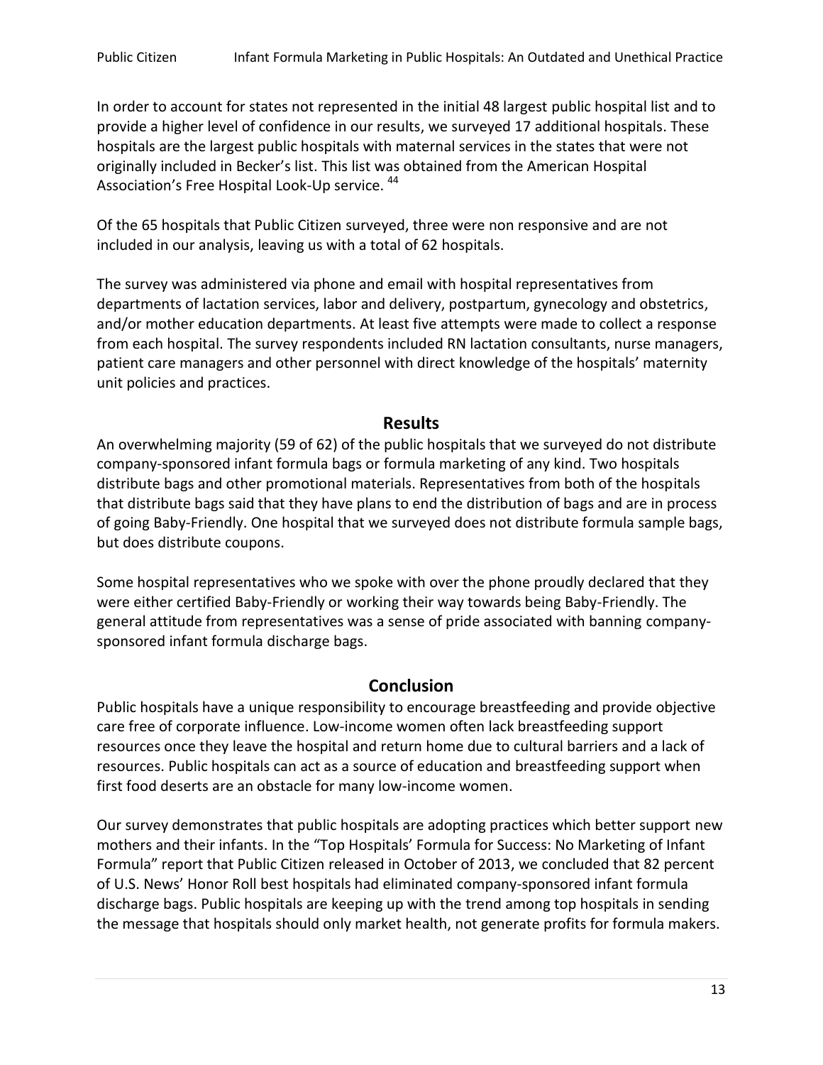In order to account for states not represented in the initial 48 largest public hospital list and to provide a higher level of confidence in our results, we surveyed 17 additional hospitals. These hospitals are the largest public hospitals with maternal services in the states that were not originally included in Becker's list. This list was obtained from the American Hospital Association's Free Hospital Look-Up service. [44]

Of the 65 hospitals that Public Citizen surveyed, three were non responsive and are not included in our analysis, leaving us with a total of 62 hospitals.

The survey was administered via phone and email with hospital representatives from departments of lactation services, labor and delivery, postpartum, gynecology and obstetrics, and/or mother education departments. At least five attempts were made to collect a response from each hospital. The survey respondents included RN lactation consultants, nurse managers, patient care managers and other personnel with direct knowledge of the hospitals' maternity unit policies and practices.

## Results

An overwhelming majority (59 of 62) of the public hospitals that we surveyed do not distribute company-sponsored infant formula bags or formula marketing of any kind. Two hospitals distribute bags and other promotional materials. Representatives from both of the hospitals that distribute bags said that they have plans to end the distribution of bags and are in process of going Baby-Friendly. One hospital that we surveyed does not distribute formula sample bags, but does distribute coupons.

Some hospital representatives who we spoke with over the phone proudly declared that they were either certified Baby-Friendly or working their way towards being Baby-Friendly. The general attitude from representatives was a sense of pride associated with banning company-sponsored infant formula discharge bags.

## Conclusion

Public hospitals have a unique responsibility to encourage breastfeeding and provide objective care free of corporate influence. Low-income women often lack breastfeeding support resources once they leave the hospital and return home due to cultural barriers and a lack of resources. Public hospitals can act as a source of education and breastfeeding support when first food deserts are an obstacle for many low-income women.

Our survey demonstrates that public hospitals are adopting practices which better support new mothers and their infants. In the "Top Hospitals' Formula for Success: No Marketing of Infant Formula" report that Public Citizen released in October of 2013, we concluded that 82 percent of U.S. News' Honor Roll best hospitals had eliminated company-sponsored infant formula discharge bags. Public hospitals are keeping up with the trend among top hospitals in sending the message that hospitals should only market health, not generate profits for formula makers.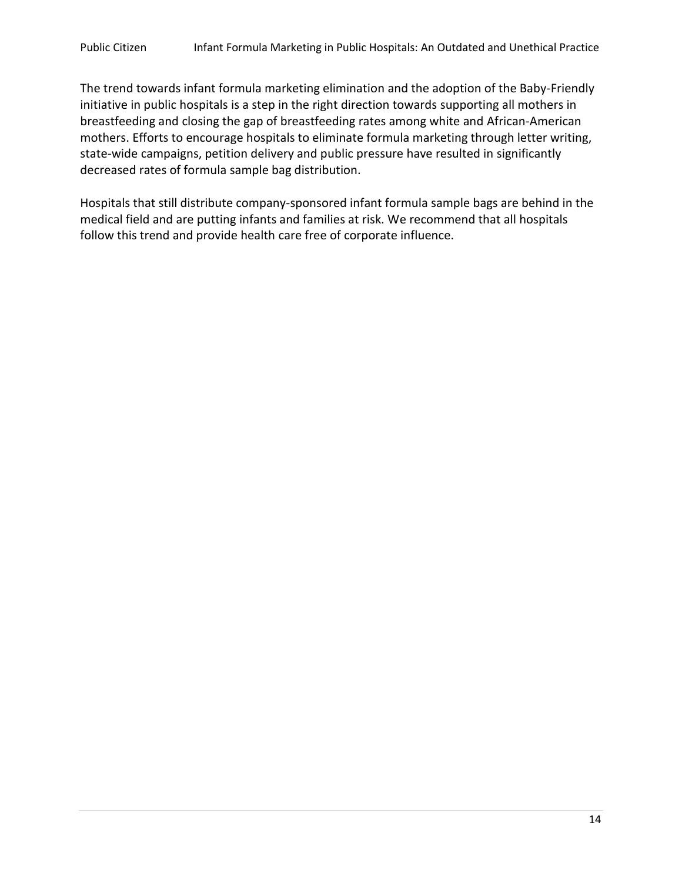The trend towards infant formula marketing elimination and the adoption of the Baby-Friendly initiative in public hospitals is a step in the right direction towards supporting all mothers in breastfeeding and closing the gap of breastfeeding rates among white and African-American mothers. Efforts to encourage hospitals to eliminate formula marketing through letter writing, state-wide campaigns, petition delivery and public pressure have resulted in significantly decreased rates of formula sample bag distribution.

Hospitals that still distribute company-sponsored infant formula sample bags are behind in the medical field and are putting infants and families at risk. We recommend that all hospitals follow this trend and provide health care free of corporate influence.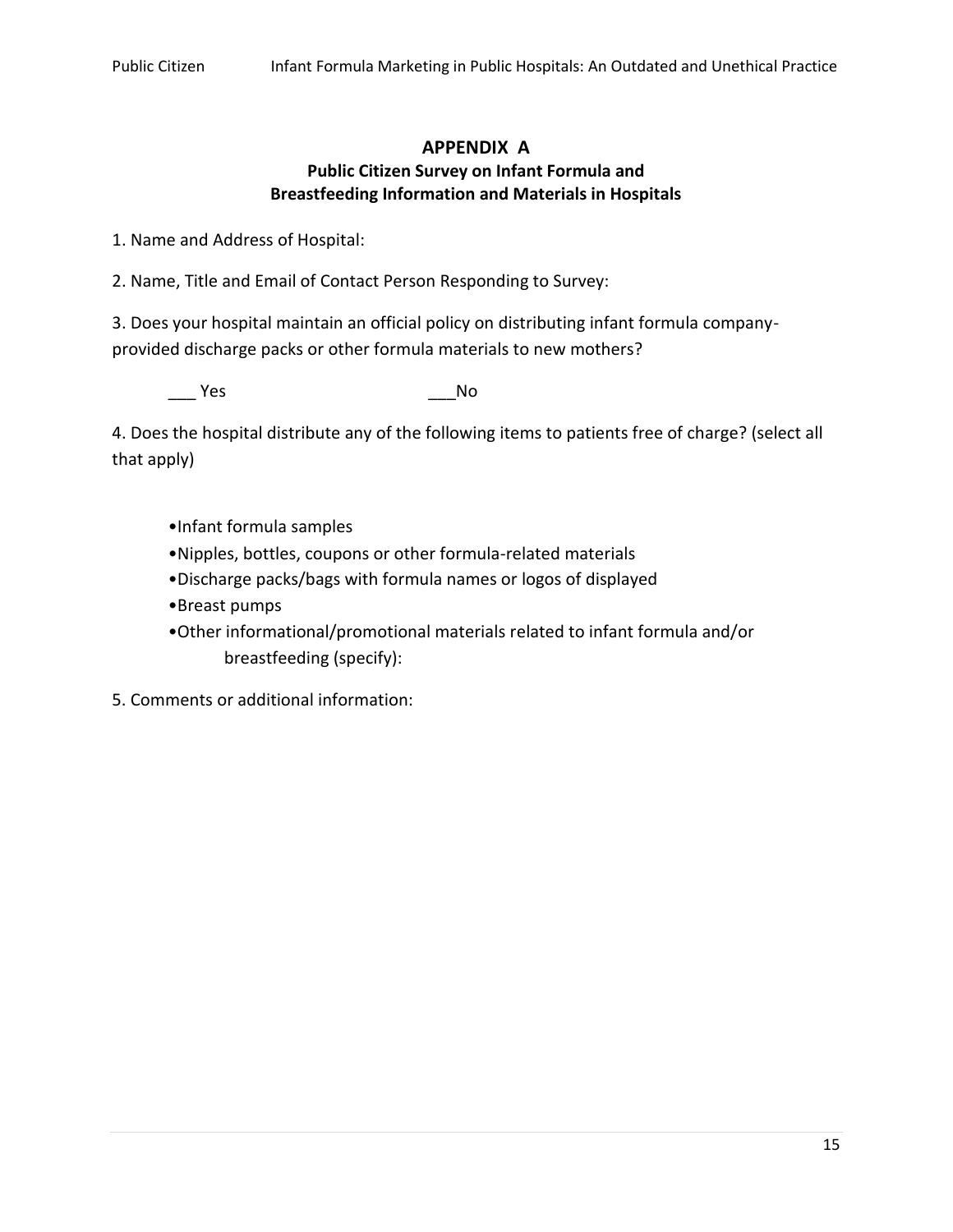## APPENDIX A

### Public Citizen Survey on Infant Formula and Breastfeeding Information and Materials in Hospitals

1. Name and Address of Hospital:

2. Name, Title and Email of Contact Person Responding to Survey:

3. Does your hospital maintain an official policy on distributing infant formula company-provided discharge packs or other formula materials to new mothers?

___ Yes ___No

4. Does the hospital distribute any of the following items to patients free of charge? (select all that apply)

- •Infant formula samples
- •Nipples, bottles, coupons or other formula-related materials
- •Discharge packs/bags with formula names or logos of displayed
- •Breast pumps
- •Other informational/promotional materials related to infant formula and/or breastfeeding (specify):

5. Comments or additional information: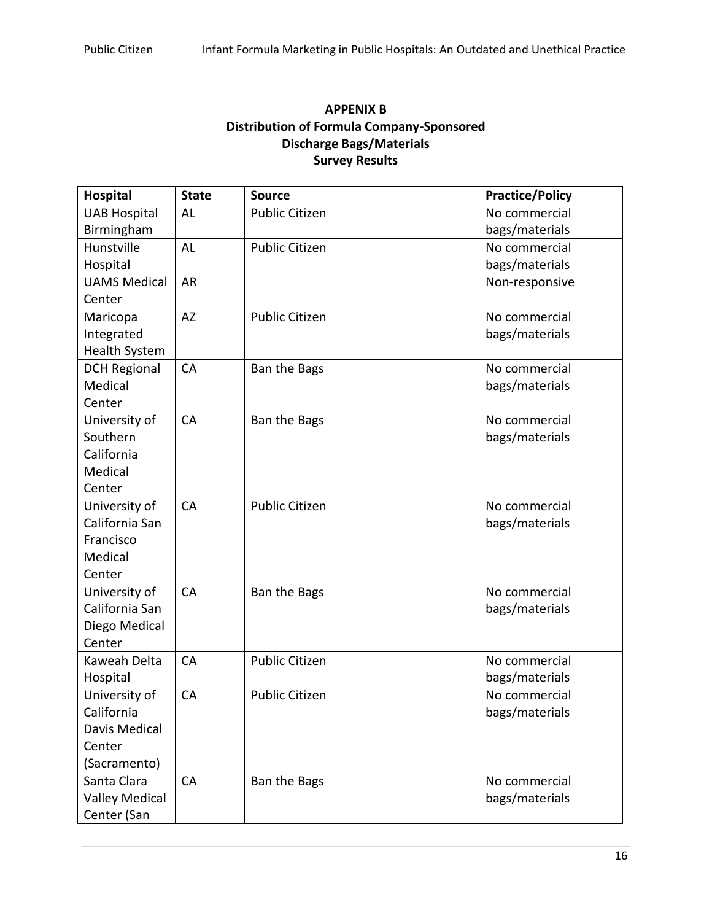**APPENIX B**
**Distribution of Formula Company-Sponsored**
**Discharge Bags/Materials**
**Survey Results**

| Hospital | State | Source | Practice/Policy |
|---|---|---|---|
| UAB Hospital Birmingham | AL | Public Citizen | No commercial bags/materials |
| Hunstville Hospital | AL | Public Citizen | No commercial bags/materials |
| UAMS Medical Center | AR | | Non-responsive |
| Maricopa Integrated Health System | AZ | Public Citizen | No commercial bags/materials |
| DCH Regional Medical Center | CA | Ban the Bags | No commercial bags/materials |
| University of Southern California Medical Center | CA | Ban the Bags | No commercial bags/materials |
| University of California San Francisco Medical Center | CA | Public Citizen | No commercial bags/materials |
| University of California San Diego Medical Center | CA | Ban the Bags | No commercial bags/materials |
| Kaweah Delta Hospital | CA | Public Citizen | No commercial bags/materials |
| University of California Davis Medical Center (Sacramento) | CA | Public Citizen | No commercial bags/materials |
| Santa Clara Valley Medical Center (San | CA | Ban the Bags | No commercial bags/materials |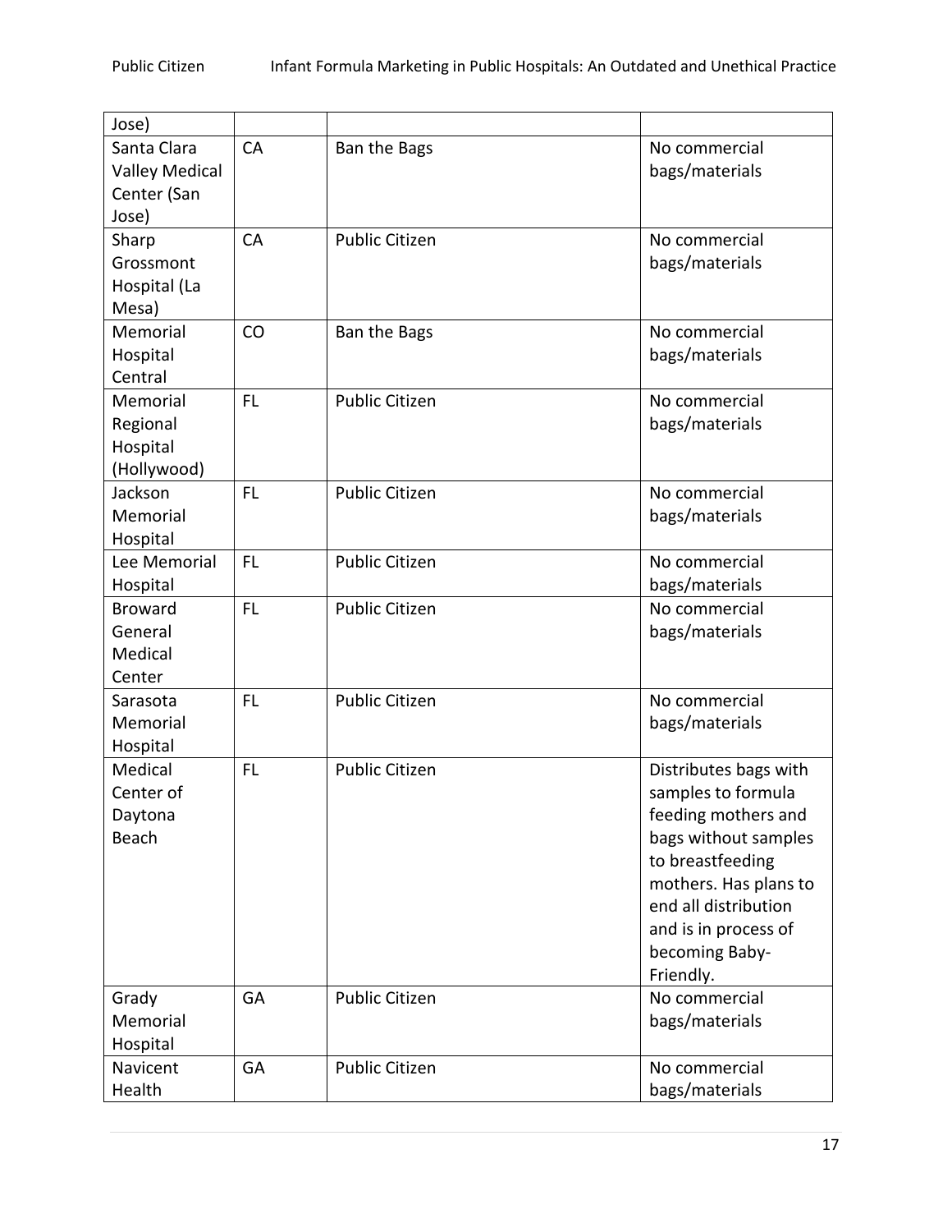| | | | |
|---|---|---|---|
| Jose) | | | |
| Santa Clara Valley Medical Center (San Jose) | CA | Ban the Bags | No commercial bags/materials |
| Sharp Grossmont Hospital (La Mesa) | CA | Public Citizen | No commercial bags/materials |
| Memorial Hospital Central | CO | Ban the Bags | No commercial bags/materials |
| Memorial Regional Hospital (Hollywood) | FL | Public Citizen | No commercial bags/materials |
| Jackson Memorial Hospital | FL | Public Citizen | No commercial bags/materials |
| Lee Memorial Hospital | FL | Public Citizen | No commercial bags/materials |
| Broward General Medical Center | FL | Public Citizen | No commercial bags/materials |
| Sarasota Memorial Hospital | FL | Public Citizen | No commercial bags/materials |
| Medical Center of Daytona Beach | FL | Public Citizen | Distributes bags with samples to formula feeding mothers and bags without samples to breastfeeding mothers. Has plans to end all distribution and is in process of becoming Baby-Friendly. |
| Grady Memorial Hospital | GA | Public Citizen | No commercial bags/materials |
| Navicent Health | GA | Public Citizen | No commercial bags/materials |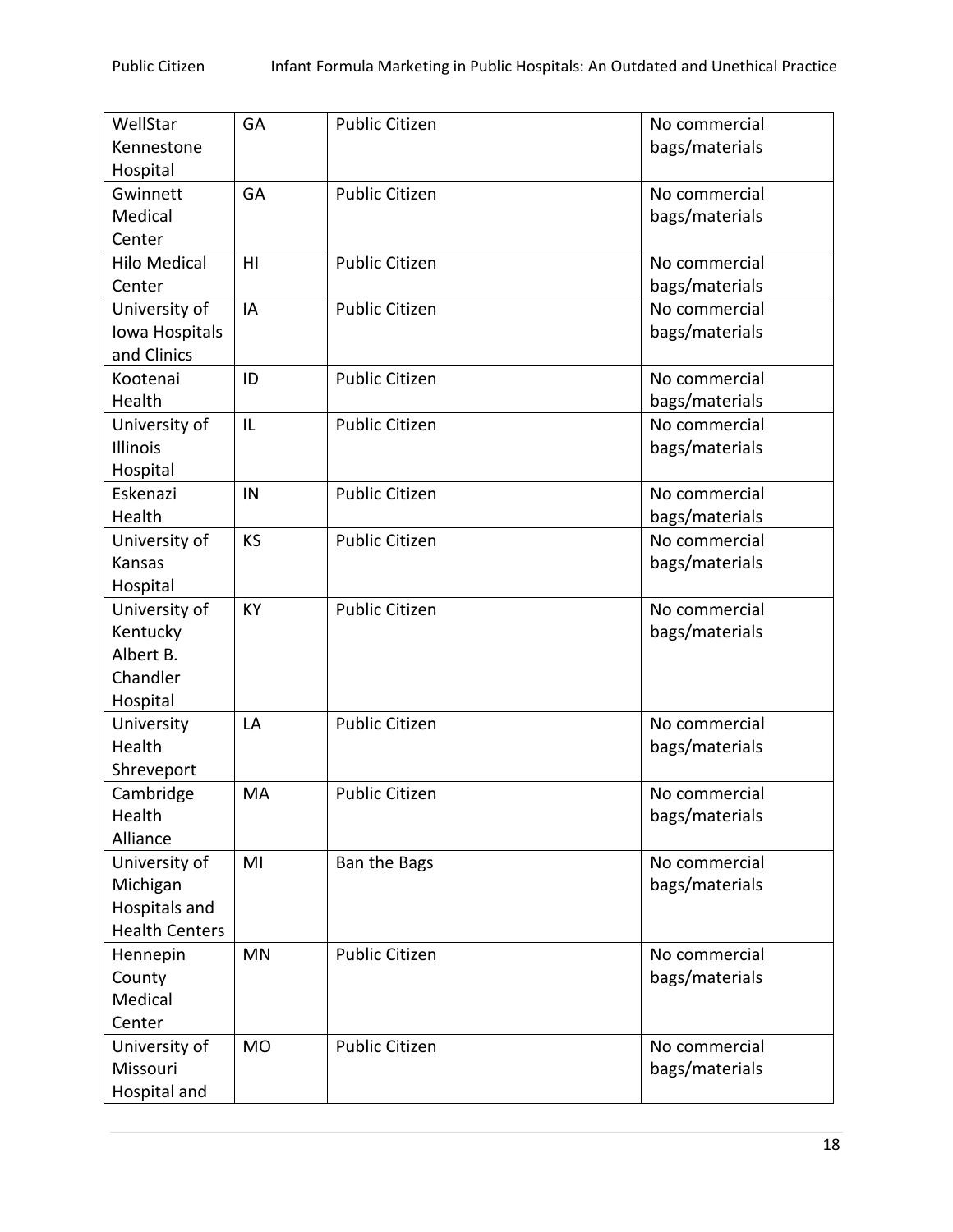| WellStar Kennestone Hospital | GA | Public Citizen | No commercial bags/materials |
|---|---|---|---|
| Gwinnett Medical Center | GA | Public Citizen | No commercial bags/materials |
| Hilo Medical Center | HI | Public Citizen | No commercial bags/materials |
| University of Iowa Hospitals and Clinics | IA | Public Citizen | No commercial bags/materials |
| Kootenai Health | ID | Public Citizen | No commercial bags/materials |
| University of Illinois Hospital | IL | Public Citizen | No commercial bags/materials |
| Eskenazi Health | IN | Public Citizen | No commercial bags/materials |
| University of Kansas Hospital | KS | Public Citizen | No commercial bags/materials |
| University of Kentucky Albert B. Chandler Hospital | KY | Public Citizen | No commercial bags/materials |
| University Health Shreveport | LA | Public Citizen | No commercial bags/materials |
| Cambridge Health Alliance | MA | Public Citizen | No commercial bags/materials |
| University of Michigan Hospitals and Health Centers | MI | Ban the Bags | No commercial bags/materials |
| Hennepin County Medical Center | MN | Public Citizen | No commercial bags/materials |
| University of Missouri Hospital and | MO | Public Citizen | No commercial bags/materials |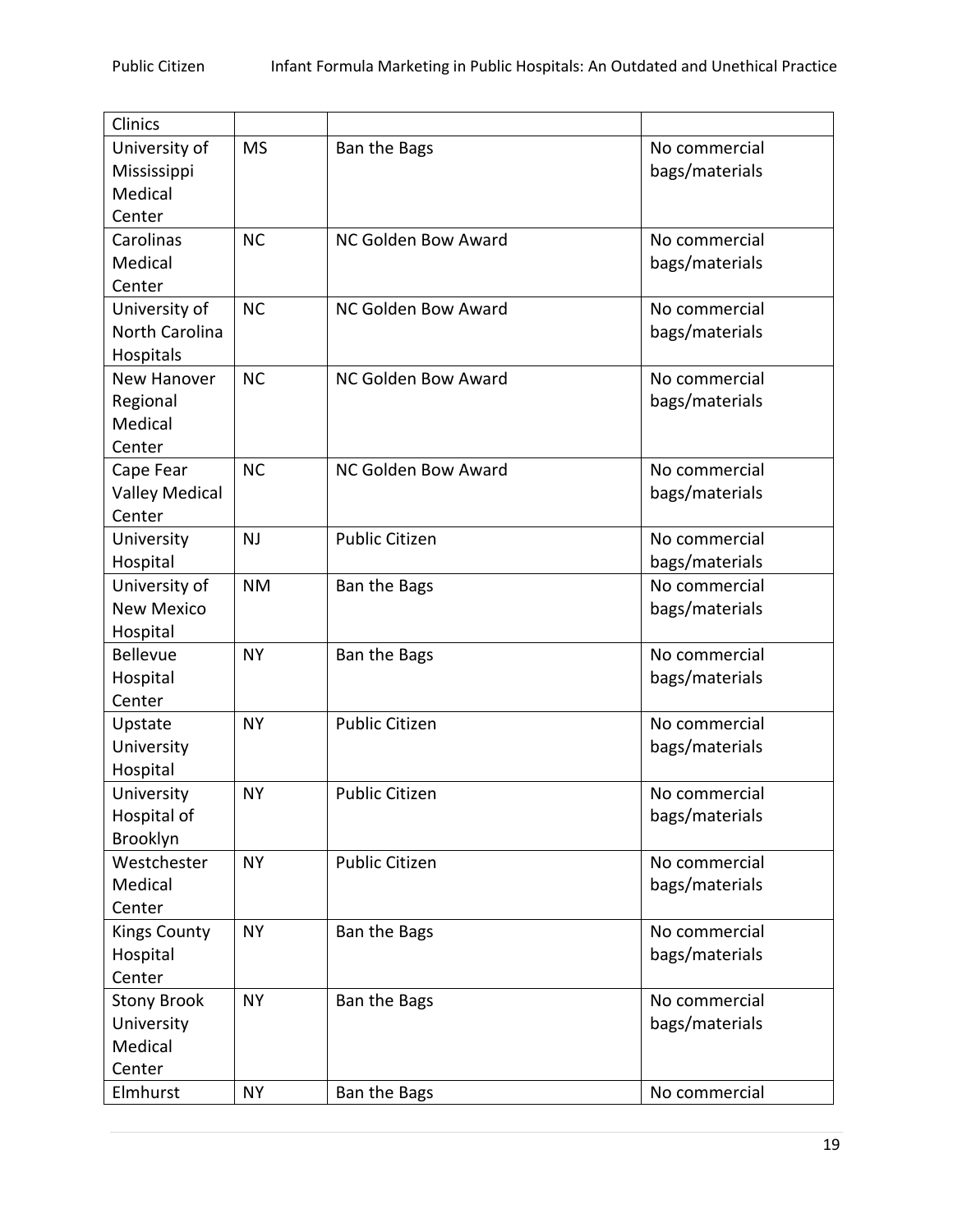| Clinics | | | |
|---|---|---|---|
| University of Mississippi Medical Center | MS | Ban the Bags | No commercial bags/materials |
| Carolinas Medical Center | NC | NC Golden Bow Award | No commercial bags/materials |
| University of North Carolina Hospitals | NC | NC Golden Bow Award | No commercial bags/materials |
| New Hanover Regional Medical Center | NC | NC Golden Bow Award | No commercial bags/materials |
| Cape Fear Valley Medical Center | NC | NC Golden Bow Award | No commercial bags/materials |
| University Hospital | NJ | Public Citizen | No commercial bags/materials |
| University of New Mexico Hospital | NM | Ban the Bags | No commercial bags/materials |
| Bellevue Hospital Center | NY | Ban the Bags | No commercial bags/materials |
| Upstate University Hospital | NY | Public Citizen | No commercial bags/materials |
| University Hospital of Brooklyn | NY | Public Citizen | No commercial bags/materials |
| Westchester Medical Center | NY | Public Citizen | No commercial bags/materials |
| Kings County Hospital Center | NY | Ban the Bags | No commercial bags/materials |
| Stony Brook University Medical Center | NY | Ban the Bags | No commercial bags/materials |
| Elmhurst | NY | Ban the Bags | No commercial |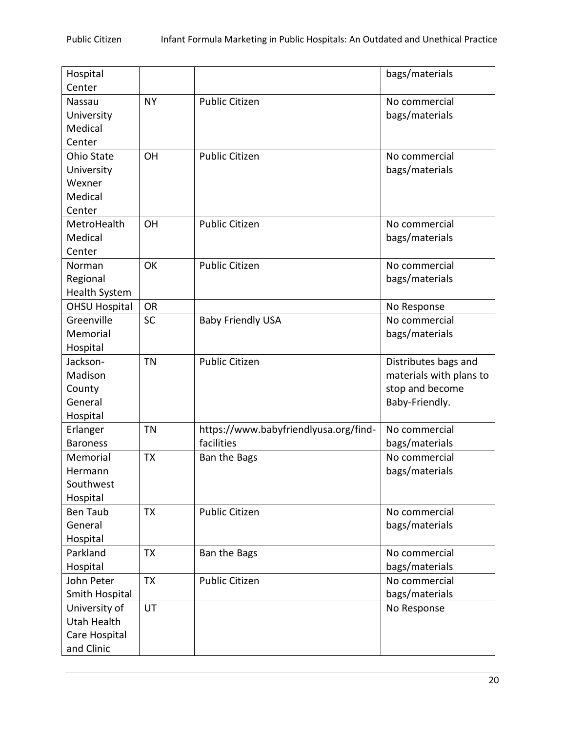| Hospital Center | | | bags/materials |
|---|---|---|---|
| Nassau University Medical Center | NY | Public Citizen | No commercial bags/materials |
| Ohio State University Wexner Medical Center | OH | Public Citizen | No commercial bags/materials |
| MetroHealth Medical Center | OH | Public Citizen | No commercial bags/materials |
| Norman Regional Health System | OK | Public Citizen | No commercial bags/materials |
| OHSU Hospital | OR | | No Response |
| Greenville Memorial Hospital | SC | Baby Friendly USA | No commercial bags/materials |
| Jackson-Madison County General Hospital | TN | Public Citizen | Distributes bags and materials with plans to stop and become Baby-Friendly. |
| Erlanger Baroness | TN | https://www.babyfriendlyusa.org/find-facilities | No commercial bags/materials |
| Memorial Hermann Southwest Hospital | TX | Ban the Bags | No commercial bags/materials |
| Ben Taub General Hospital | TX | Public Citizen | No commercial bags/materials |
| Parkland Hospital | TX | Ban the Bags | No commercial bags/materials |
| John Peter Smith Hospital | TX | Public Citizen | No commercial bags/materials |
| University of Utah Health Care Hospital and Clinic | UT | | No Response |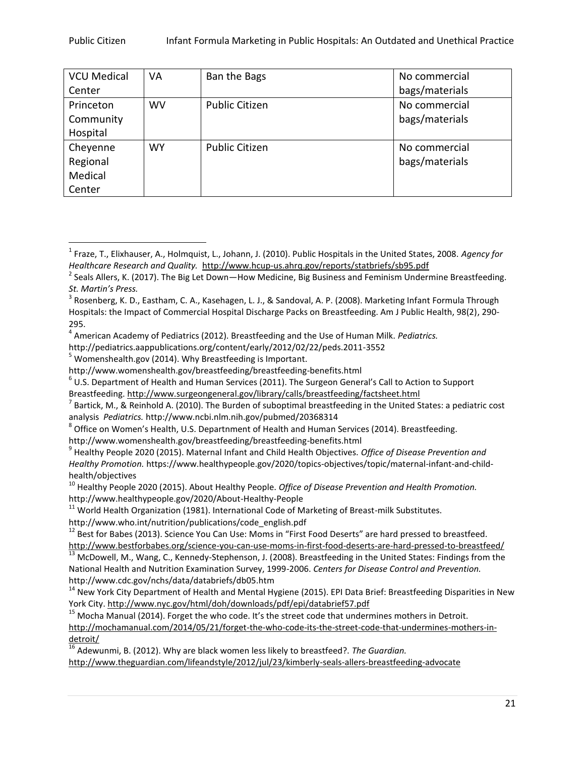| VCU Medical Center | VA | Ban the Bags | No commercial bags/materials |
| --- | --- | --- | --- |
| Princeton Community Hospital | WV | Public Citizen | No commercial bags/materials |
| Cheyenne Regional Medical Center | WY | Public Citizen | No commercial bags/materials |

[1] Fraze, T., Elixhauser, A., Holmquist, L., Johann, J. (2010). Public Hospitals in the United States, 2008. *Agency for Healthcare Research and Quality.* http://www.hcup-us.ahrq.gov/reports/statbriefs/sb95.pdf

[2] Seals Allers, K. (2017). The Big Let Down—How Medicine, Big Business and Feminism Undermine Breastfeeding. *St. Martin's Press.*

[3] Rosenberg, K. D., Eastham, C. A., Kasehagen, L. J., & Sandoval, A. P. (2008). Marketing Infant Formula Through Hospitals: the Impact of Commercial Hospital Discharge Packs on Breastfeeding. Am J Public Health, 98(2), 290-295.

[4] American Academy of Pediatrics (2012). Breastfeeding and the Use of Human Milk. *Pediatrics.* http://pediatrics.aappublications.org/content/early/2012/02/22/peds.2011-3552

[5] Womenshealth.gov (2014). Why Breastfeeding is Important. http://www.womenshealth.gov/breastfeeding/breastfeeding-benefits.html

[6] U.S. Department of Health and Human Services (2011). The Surgeon General's Call to Action to Support Breastfeeding. http://www.surgeongeneral.gov/library/calls/breastfeeding/factsheet.html

[7] Bartick, M., & Reinhold A. (2010). The Burden of suboptimal breastfeeding in the United States: a pediatric cost analysis *Pediatrics.* http://www.ncbi.nlm.nih.gov/pubmed/20368314

[8] Office on Women's Health, U.S. Departnment of Health and Human Services (2014). Breastfeeding. http://www.womenshealth.gov/breastfeeding/breastfeeding-benefits.html

[9] Healthy People 2020 (2015). Maternal Infant and Child Health Objectives. *Office of Disease Prevention and Healthy Promotion.* https://www.healthypeople.gov/2020/topics-objectives/topic/maternal-infant-and-child-health/objectives

[10] Healthy People 2020 (2015). About Healthy People. *Office of Disease Prevention and Health Promotion.* http://www.healthypeople.gov/2020/About-Healthy-People

[11] World Health Organization (1981). International Code of Marketing of Breast-milk Substitutes. http://www.who.int/nutrition/publications/code_english.pdf

[12] Best for Babes (2013). Science You Can Use: Moms in "First Food Deserts" are hard pressed to breastfeed. http://www.bestforbabes.org/science-you-can-use-moms-in-first-food-deserts-are-hard-pressed-to-breastfeed/

[13] McDowell, M., Wang, C., Kennedy-Stephenson, J. (2008). Breastfeeding in the United States: Findings from the National Health and Nutrition Examination Survey, 1999-2006. *Centers for Disease Control and Prevention.* http://www.cdc.gov/nchs/data/databriefs/db05.htm

[14] New York City Department of Health and Mental Hygiene (2015). EPI Data Brief: Breastfeeding Disparities in New York City. http://www.nyc.gov/html/doh/downloads/pdf/epi/databrief57.pdf

[15] Mocha Manual (2014). Forget the who code. It's the street code that undermines mothers in Detroit. http://mochamanual.com/2014/05/21/forget-the-who-code-its-the-street-code-that-undermines-mothers-in-detroit/

[16] Adewunmi, B. (2012). Why are black women less likely to breastfeed?. *The Guardian.* http://www.theguardian.com/lifeandstyle/2012/jul/23/kimberly-seals-allers-breastfeeding-advocate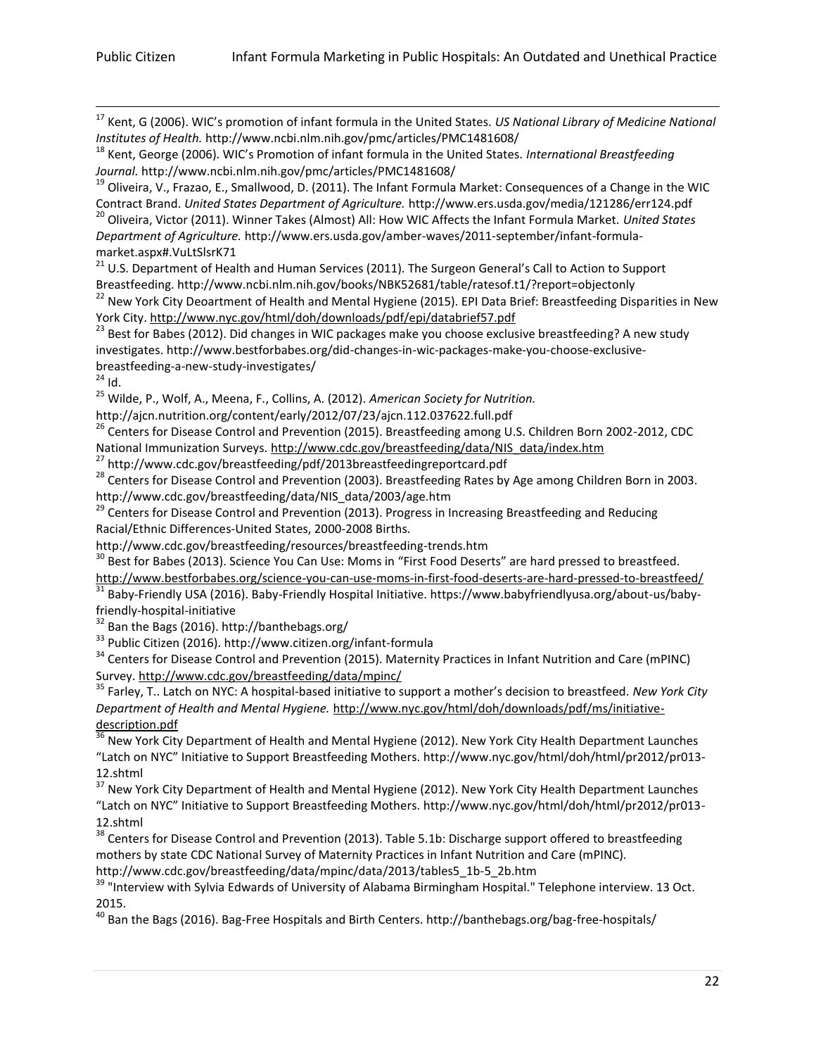[17] Kent, G (2006). WIC's promotion of infant formula in the United States. *US National Library of Medicine National Institutes of Health.* http://www.ncbi.nlm.nih.gov/pmc/articles/PMC1481608/

[18] Kent, George (2006). WIC's Promotion of infant formula in the United States. *International Breastfeeding Journal.* http://www.ncbi.nlm.nih.gov/pmc/articles/PMC1481608/

[19] Oliveira, V., Frazao, E., Smallwood, D. (2011). The Infant Formula Market: Consequences of a Change in the WIC Contract Brand. *United States Department of Agriculture.* http://www.ers.usda.gov/media/121286/err124.pdf

[20] Oliveira, Victor (2011). Winner Takes (Almost) All: How WIC Affects the Infant Formula Market. *United States Department of Agriculture.* http://www.ers.usda.gov/amber-waves/2011-september/infant-formula-market.aspx#.VuLtSlsrK71

[21] U.S. Department of Health and Human Services (2011). The Surgeon General's Call to Action to Support Breastfeeding. http://www.ncbi.nlm.nih.gov/books/NBK52681/table/ratesof.t1/?report=objectonly

[22] New York City Deoartment of Health and Mental Hygiene (2015). EPI Data Brief: Breastfeeding Disparities in New York City. http://www.nyc.gov/html/doh/downloads/pdf/epi/databrief57.pdf

[23] Best for Babes (2012). Did changes in WIC packages make you choose exclusive breastfeeding? A new study investigates. http://www.bestforbabes.org/did-changes-in-wic-packages-make-you-choose-exclusive-breastfeeding-a-new-study-investigates/

[24] Id.

[25] Wilde, P., Wolf, A., Meena, F., Collins, A. (2012). *American Society for Nutrition.* http://ajcn.nutrition.org/content/early/2012/07/23/ajcn.112.037622.full.pdf

[26] Centers for Disease Control and Prevention (2015). Breastfeeding among U.S. Children Born 2002-2012, CDC National Immunization Surveys. http://www.cdc.gov/breastfeeding/data/NIS_data/index.htm

[27] http://www.cdc.gov/breastfeeding/pdf/2013breastfeedingreportcard.pdf

[28] Centers for Disease Control and Prevention (2003). Breastfeeding Rates by Age among Children Born in 2003. http://www.cdc.gov/breastfeeding/data/NIS_data/2003/age.htm

[29] Centers for Disease Control and Prevention (2013). Progress in Increasing Breastfeeding and Reducing Racial/Ethnic Differences-United States, 2000-2008 Births. http://www.cdc.gov/breastfeeding/resources/breastfeeding-trends.htm

[30] Best for Babes (2013). Science You Can Use: Moms in "First Food Deserts" are hard pressed to breastfeed. http://www.bestforbabes.org/science-you-can-use-moms-in-first-food-deserts-are-hard-pressed-to-breastfeed/

[31] Baby-Friendly USA (2016). Baby-Friendly Hospital Initiative. https://www.babyfriendlyusa.org/about-us/baby-friendly-hospital-initiative

[32] Ban the Bags (2016). http://banthebags.org/

[33] Public Citizen (2016). http://www.citizen.org/infant-formula

[34] Centers for Disease Control and Prevention (2015). Maternity Practices in Infant Nutrition and Care (mPINC) Survey. http://www.cdc.gov/breastfeeding/data/mpinc/

[35] Farley, T.. Latch on NYC: A hospital-based initiative to support a mother's decision to breastfeed. *New York City Department of Health and Mental Hygiene.* http://www.nyc.gov/html/doh/downloads/pdf/ms/initiative-description.pdf

[36] New York City Department of Health and Mental Hygiene (2012). New York City Health Department Launches "Latch on NYC" Initiative to Support Breastfeeding Mothers. http://www.nyc.gov/html/doh/html/pr2012/pr013-12.shtml

[37] New York City Department of Health and Mental Hygiene (2012). New York City Health Department Launches "Latch on NYC" Initiative to Support Breastfeeding Mothers. http://www.nyc.gov/html/doh/html/pr2012/pr013-12.shtml

[38] Centers for Disease Control and Prevention (2013). Table 5.1b: Discharge support offered to breastfeeding mothers by state CDC National Survey of Maternity Practices in Infant Nutrition and Care (mPINC). http://www.cdc.gov/breastfeeding/data/mpinc/data/2013/tables5_1b-5_2b.htm

[39] "Interview with Sylvia Edwards of University of Alabama Birmingham Hospital." Telephone interview. 13 Oct. 2015.

[40] Ban the Bags (2016). Bag-Free Hospitals and Birth Centers. http://banthebags.org/bag-free-hospitals/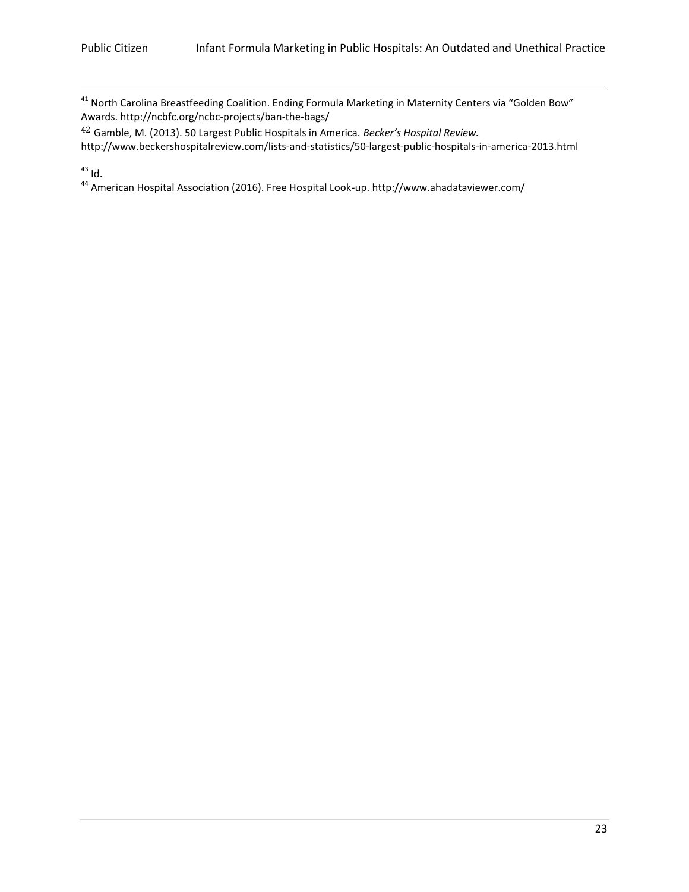[41] North Carolina Breastfeeding Coalition. Ending Formula Marketing in Maternity Centers via "Golden Bow" Awards. http://ncbfc.org/ncbc-projects/ban-the-bags/

[42] Gamble, M. (2013). 50 Largest Public Hospitals in America. *Becker's Hospital Review*. http://www.beckershospitalreview.com/lists-and-statistics/50-largest-public-hospitals-in-america-2013.html

[43] Id.

[44] American Hospital Association (2016). Free Hospital Look-up. http://www.ahadataviewer.com/